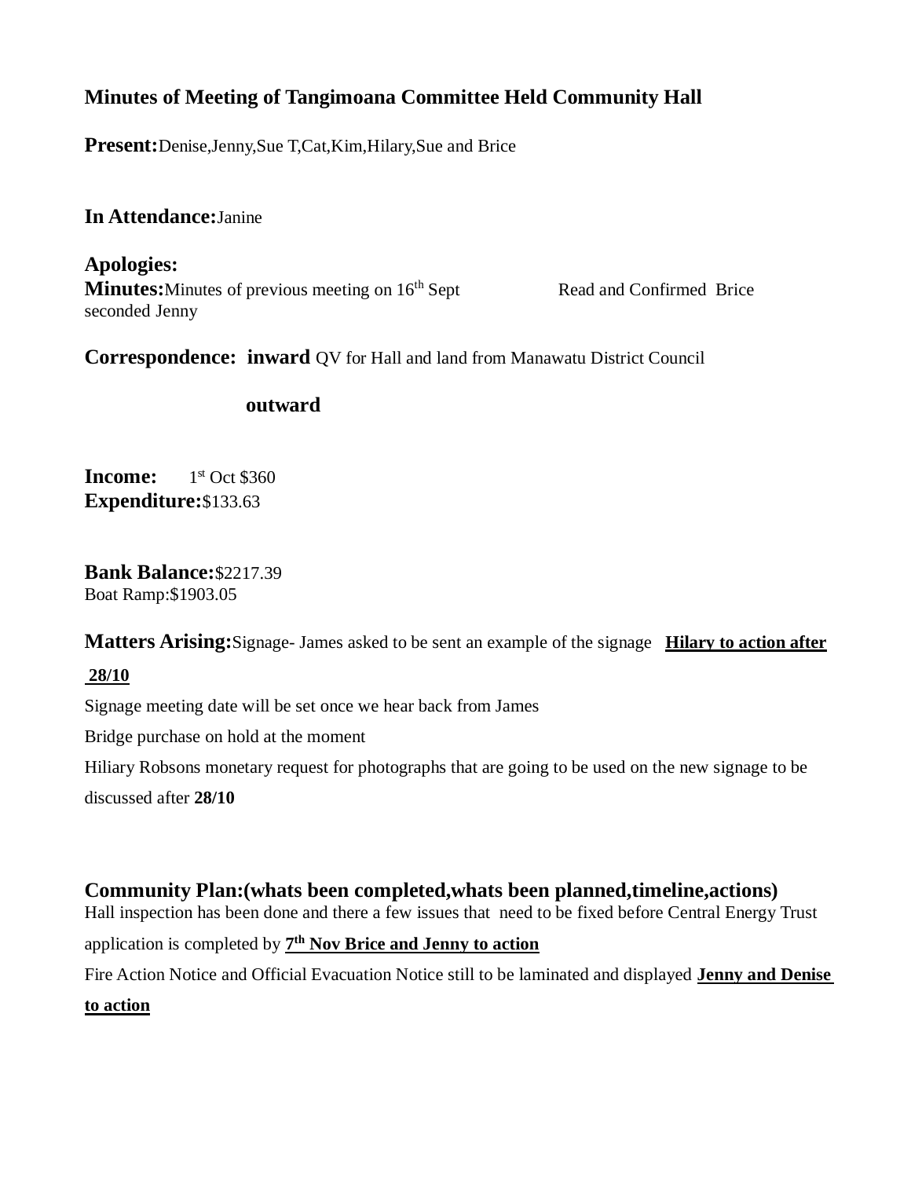## Minutes of Meeting of Tangimoana Committee Held Community Hall

**Present:** Denise,Jenny,Sue T,Cat,Kim,Hilary,Sue and Brice

**In Attendance:** Janine

**Apologies:**

**Minutes:** Minutes of previous meeting on 16th Sept Read and Confirmed Brice seconded Jenny

**Correspondence: inward** QV for Hall and land from Manawatu District Council

**outward**

**Income:** 1st Oct $360

**Expenditure:** $133.63

**Bank Balance:** $2217.39

Boat Ramp:$1903.05

**Matters Arising:** Signage- James asked to be sent an example of the signage **Hilary to action after 28/10**

Signage meeting date will be set once we hear back from James

Bridge purchase on hold at the moment

Hiliary Robsons monetary request for photographs that are going to be used on the new signage to be discussed after **28/10**

**Community Plan:(whats been completed,whats been planned,timeline,actions)**

Hall inspection has been done and there a few issues that need to be fixed before Central Energy Trust application is completed by **7th Nov Brice and Jenny to action**

Fire Action Notice and Official Evacuation Notice still to be laminated and displayed **Jenny and Denise to action**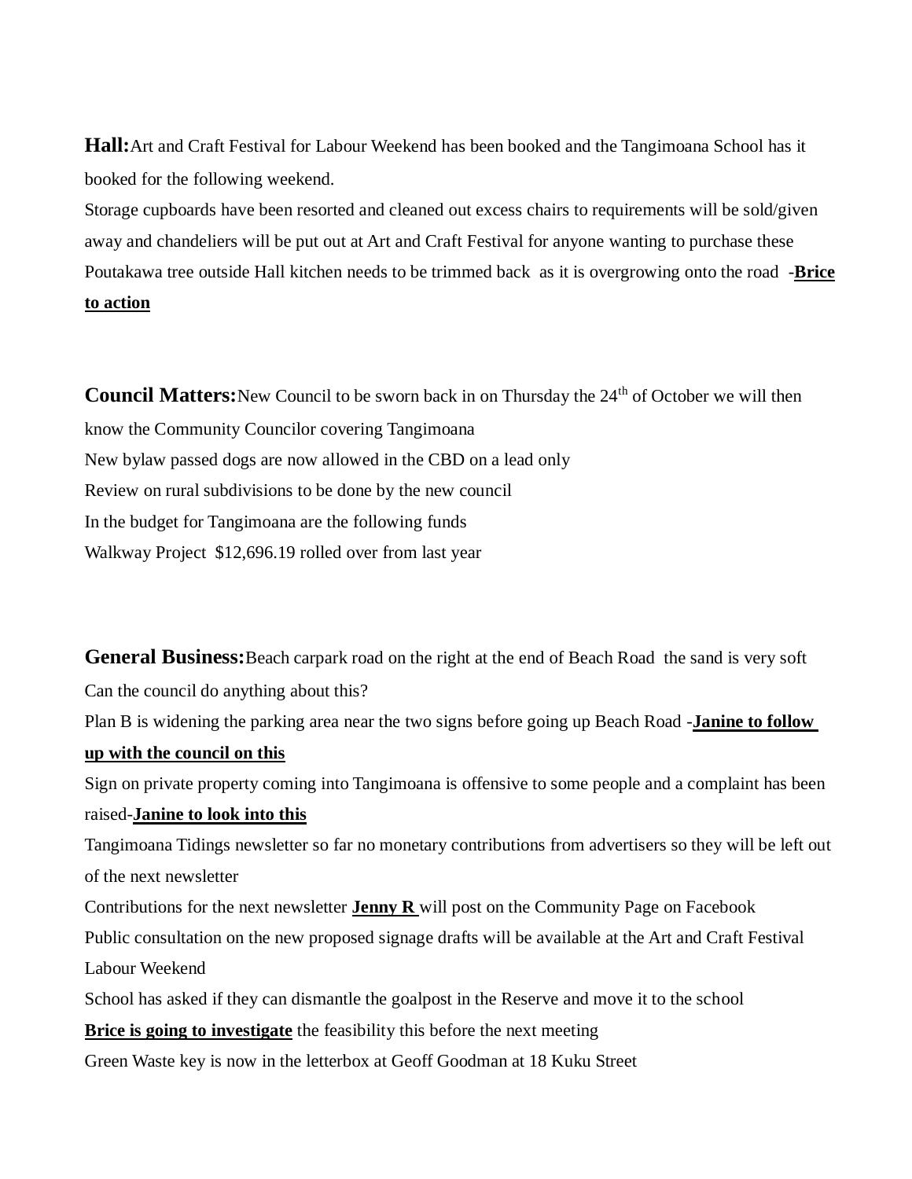**Hall:** Art and Craft Festival for Labour Weekend has been booked and the Tangimoana School has it booked for the following weekend.

Storage cupboards have been resorted and cleaned out excess chairs to requirements will be sold/given away and chandeliers will be put out at Art and Craft Festival for anyone wanting to purchase these

Poutakawa tree outside Hall kitchen needs to be trimmed back as it is overgrowing onto the road -**Brice to action**

**Council Matters:** New Council to be sworn back in on Thursday the 24th of October we will then know the Community Councilor covering Tangimoana

New bylaw passed dogs are now allowed in the CBD on a lead only

Review on rural subdivisions to be done by the new council

In the budget for Tangimoana are the following funds

Walkway Project $12,696.19 rolled over from last year

**General Business:** Beach carpark road on the right at the end of Beach Road the sand is very soft Can the council do anything about this?

Plan B is widening the parking area near the two signs before going up Beach Road -**Janine to follow up with the council on this**

Sign on private property coming into Tangimoana is offensive to some people and a complaint has been raised-**Janine to look into this**

Tangimoana Tidings newsletter so far no monetary contributions from advertisers so they will be left out of the next newsletter

Contributions for the next newsletter **Jenny R** will post on the Community Page on Facebook

Public consultation on the new proposed signage drafts will be available at the Art and Craft Festival Labour Weekend

School has asked if they can dismantle the goalpost in the Reserve and move it to the school

**Brice is going to investigate** the feasibility this before the next meeting

Green Waste key is now in the letterbox at Geoff Goodman at 18 Kuku Street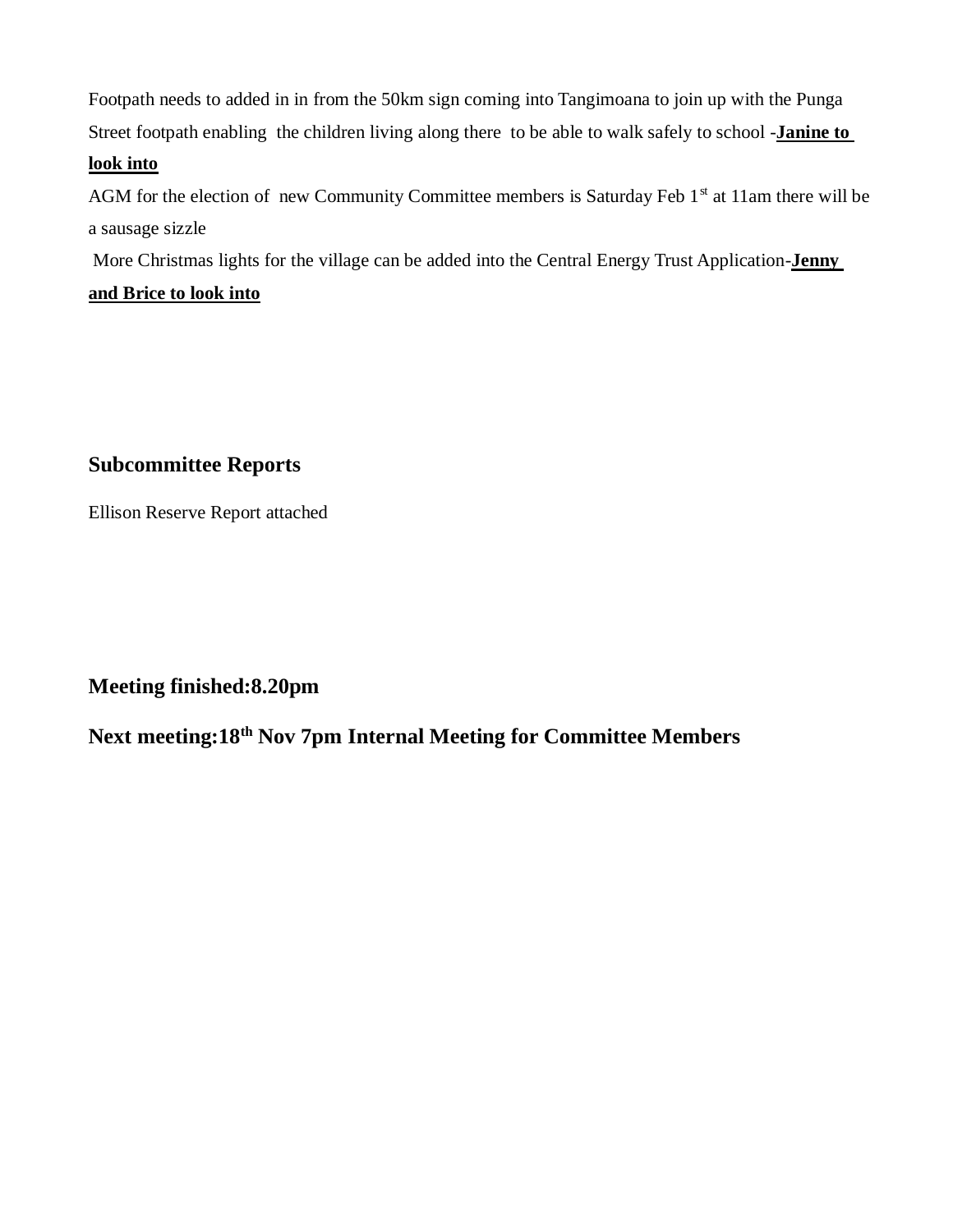Footpath needs to added in in from the 50km sign coming into Tangimoana to join up with the Punga Street footpath enabling the children living along there to be able to walk safely to school -**Janine to look into**

AGM for the election of new Community Committee members is Saturday Feb 1st at 11am there will be a sausage sizzle

More Christmas lights for the village can be added into the Central Energy Trust Application-**Jenny and Brice to look into**

## Subcommittee Reports

Ellison Reserve Report attached

**Meeting finished:8.20pm**

**Next meeting:18th Nov 7pm Internal Meeting for Committee Members**